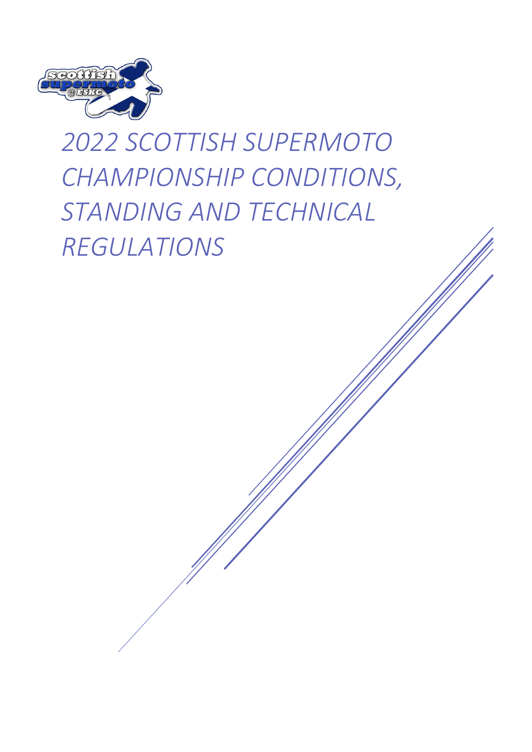# *2022 SCOTTISH SUPERMOTO CHAMPIONSHIP CONDITIONS, STANDING AND TECHNICAL REGULATIONS*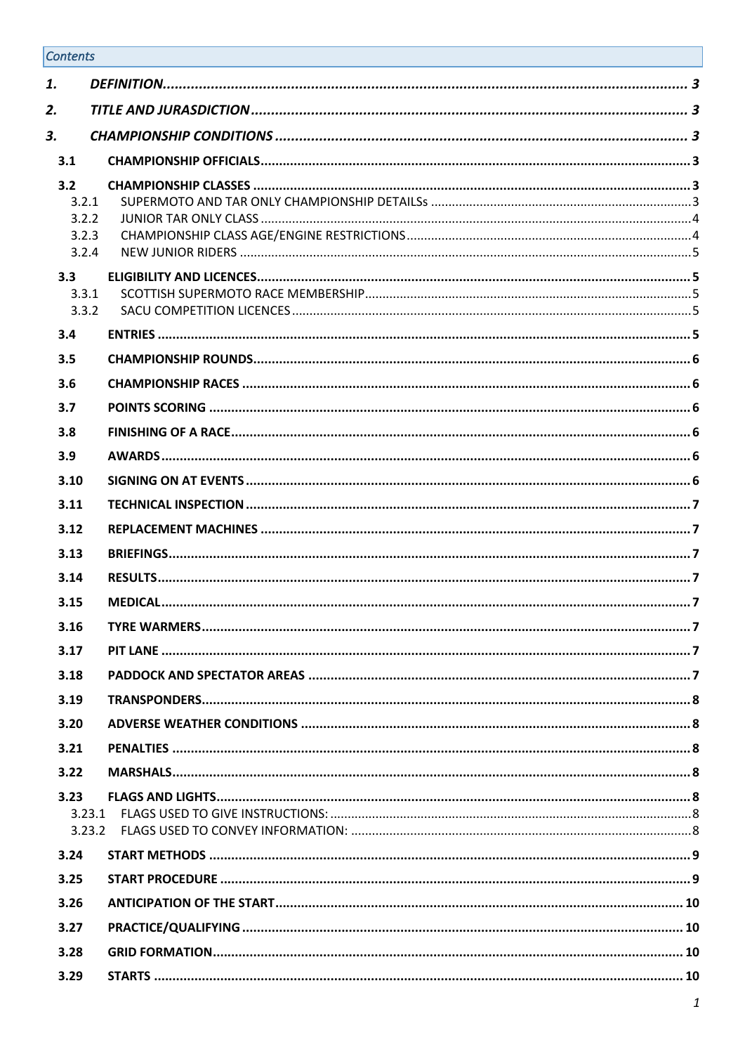*Contents*

| | | |
|---|---|---|
| ***1.*** | ***DEFINITION*** | ***3*** |
| ***2.*** | ***TITLE AND JURASDICTION*** | ***3*** |
| ***3.*** | ***CHAMPIONSHIP CONDITIONS*** | ***3*** |
| **3.1** | **CHAMPIONSHIP OFFICIALS** | **3** |
| **3.2** | **CHAMPIONSHIP CLASSES** | **3** |
| 3.2.1 | SUPERMOTO AND TAR ONLY CHAMPIONSHIP DETAILSs | 3 |
| 3.2.2 | JUNIOR TAR ONLY CLASS | 4 |
| 3.2.3 | CHAMPIONSHIP CLASS AGE/ENGINE RESTRICTIONS | 4 |
| 3.2.4 | NEW JUNIOR RIDERS | 5 |
| **3.3** | **ELIGIBILITY AND LICENCES** | **5** |
| 3.3.1 | SCOTTISH SUPERMOTO RACE MEMBERSHIP | 5 |
| 3.3.2 | SACU COMPETITION LICENCES | 5 |
| **3.4** | **ENTRIES** | **5** |
| **3.5** | **CHAMPIONSHIP ROUNDS** | **6** |
| **3.6** | **CHAMPIONSHIP RACES** | **6** |
| **3.7** | **POINTS SCORING** | **6** |
| **3.8** | **FINISHING OF A RACE** | **6** |
| **3.9** | **AWARDS** | **6** |
| **3.10** | **SIGNING ON AT EVENTS** | **6** |
| **3.11** | **TECHNICAL INSPECTION** | **7** |
| **3.12** | **REPLACEMENT MACHINES** | **7** |
| **3.13** | **BRIEFINGS** | **7** |
| **3.14** | **RESULTS** | **7** |
| **3.15** | **MEDICAL** | **7** |
| **3.16** | **TYRE WARMERS** | **7** |
| **3.17** | **PIT LANE** | **7** |
| **3.18** | **PADDOCK AND SPECTATOR AREAS** | **7** |
| **3.19** | **TRANSPONDERS** | **8** |
| **3.20** | **ADVERSE WEATHER CONDITIONS** | **8** |
| **3.21** | **PENALTIES** | **8** |
| **3.22** | **MARSHALS** | **8** |
| **3.23** | **FLAGS AND LIGHTS** | **8** |
| 3.23.1 | FLAGS USED TO GIVE INSTRUCTIONS: | 8 |
| 3.23.2 | FLAGS USED TO CONVEY INFORMATION: | 8 |
| **3.24** | **START METHODS** | **9** |
| **3.25** | **START PROCEDURE** | **9** |
| **3.26** | **ANTICIPATION OF THE START** | **10** |
| **3.27** | **PRACTICE/QUALIFYING** | **10** |
| **3.28** | **GRID FORMATION** | **10** |
| **3.29** | **STARTS** | **10** |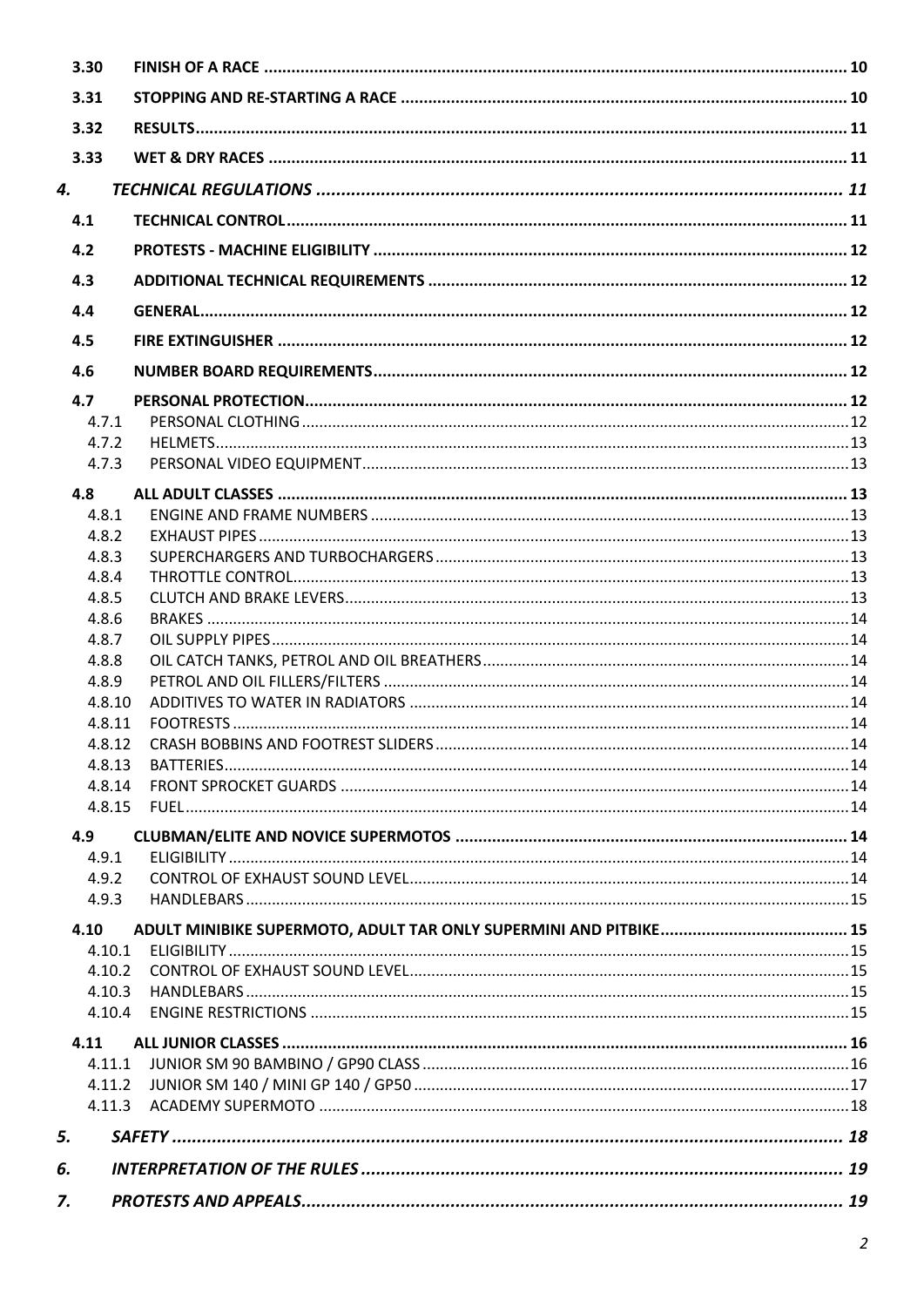| | | |
|---|---|---|
| **3.30** | **FINISH OF A RACE** | **10** |
| **3.31** | **STOPPING AND RE-STARTING A RACE** | **10** |
| **3.32** | **RESULTS** | **11** |
| **3.33** | **WET & DRY RACES** | **11** |
| ***4.*** | ***TECHNICAL REGULATIONS*** | ***11*** |
| **4.1** | **TECHNICAL CONTROL** | **11** |
| **4.2** | **PROTESTS - MACHINE ELIGIBILITY** | **12** |
| **4.3** | **ADDITIONAL TECHNICAL REQUIREMENTS** | **12** |
| **4.4** | **GENERAL** | **12** |
| **4.5** | **FIRE EXTINGUISHER** | **12** |
| **4.6** | **NUMBER BOARD REQUIREMENTS** | **12** |
| **4.7** | **PERSONAL PROTECTION** | **12** |
| 4.7.1 | PERSONAL CLOTHING | 12 |
| 4.7.2 | HELMETS | 13 |
| 4.7.3 | PERSONAL VIDEO EQUIPMENT | 13 |
| **4.8** | **ALL ADULT CLASSES** | **13** |
| 4.8.1 | ENGINE AND FRAME NUMBERS | 13 |
| 4.8.2 | EXHAUST PIPES | 13 |
| 4.8.3 | SUPERCHARGERS AND TURBOCHARGERS | 13 |
| 4.8.4 | THROTTLE CONTROL | 13 |
| 4.8.5 | CLUTCH AND BRAKE LEVERS | 13 |
| 4.8.6 | BRAKES | 14 |
| 4.8.7 | OIL SUPPLY PIPES | 14 |
| 4.8.8 | OIL CATCH TANKS, PETROL AND OIL BREATHERS | 14 |
| 4.8.9 | PETROL AND OIL FILLERS/FILTERS | 14 |
| 4.8.10 | ADDITIVES TO WATER IN RADIATORS | 14 |
| 4.8.11 | FOOTRESTS | 14 |
| 4.8.12 | CRASH BOBBINS AND FOOTREST SLIDERS | 14 |
| 4.8.13 | BATTERIES | 14 |
| 4.8.14 | FRONT SPROCKET GUARDS | 14 |
| 4.8.15 | FUEL | 14 |
| **4.9** | **CLUBMAN/ELITE AND NOVICE SUPERMOTOS** | **14** |
| 4.9.1 | ELIGIBILITY | 14 |
| 4.9.2 | CONTROL OF EXHAUST SOUND LEVEL | 14 |
| 4.9.3 | HANDLEBARS | 15 |
| **4.10** | **ADULT MINIBIKE SUPERMOTO, ADULT TAR ONLY SUPERMINI AND PITBIKE** | **15** |
| 4.10.1 | ELIGIBILITY | 15 |
| 4.10.2 | CONTROL OF EXHAUST SOUND LEVEL | 15 |
| 4.10.3 | HANDLEBARS | 15 |
| 4.10.4 | ENGINE RESTRICTIONS | 15 |
| **4.11** | **ALL JUNIOR CLASSES** | **16** |
| 4.11.1 | JUNIOR SM 90 BAMBINO / GP90 CLASS | 16 |
| 4.11.2 | JUNIOR SM 140 / MINI GP 140 / GP50 | 17 |
| 4.11.3 | ACADEMY SUPERMOTO | 18 |
| ***5.*** | ***SAFETY*** | ***18*** |
| ***6.*** | ***INTERPRETATION OF THE RULES*** | ***19*** |
| ***7.*** | ***PROTESTS AND APPEALS*** | ***19*** |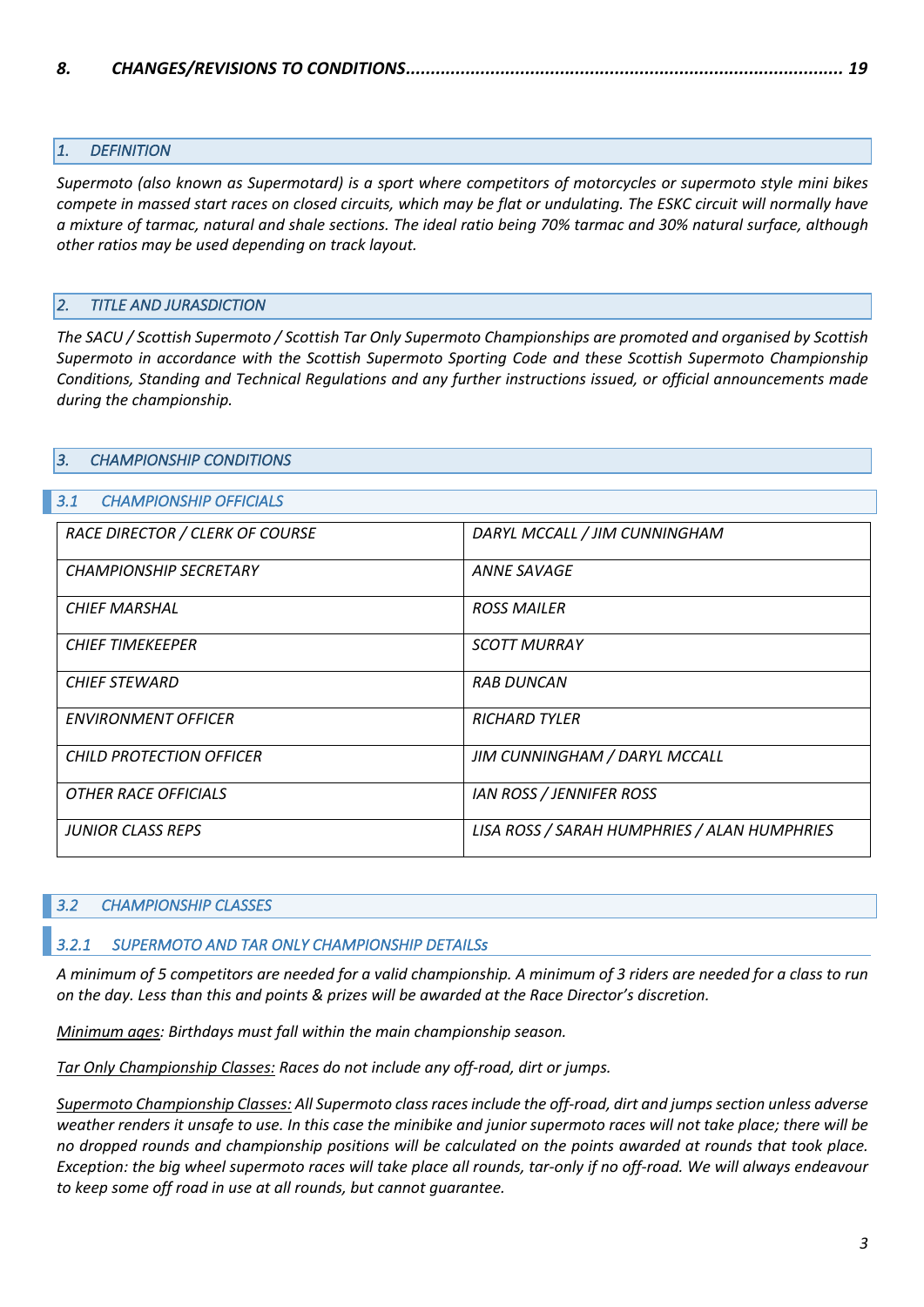*8. CHANGES/REVISIONS TO CONDITIONS........................................................................................ 19*

## *1. DEFINITION*

*Supermoto (also known as Supermotard) is a sport where competitors of motorcycles or supermoto style mini bikes compete in massed start races on closed circuits, which may be flat or undulating. The ESKC circuit will normally have a mixture of tarmac, natural and shale sections. The ideal ratio being 70% tarmac and 30% natural surface, although other ratios may be used depending on track layout.*

## *2. TITLE AND JURASDICTION*

*The SACU / Scottish Supermoto / Scottish Tar Only Supermoto Championships are promoted and organised by Scottish Supermoto in accordance with the Scottish Supermoto Sporting Code and these Scottish Supermoto Championship Conditions, Standing and Technical Regulations and any further instructions issued, or official announcements made during the championship.*

## *3. CHAMPIONSHIP CONDITIONS*

### *3.1 CHAMPIONSHIP OFFICIALS*

| | |
|---|---|
| *RACE DIRECTOR / CLERK OF COURSE* | *DARYL MCCALL / JIM CUNNINGHAM* |
| *CHAMPIONSHIP SECRETARY* | *ANNE SAVAGE* |
| *CHIEF MARSHAL* | *ROSS MAILER* |
| *CHIEF TIMEKEEPER* | *SCOTT MURRAY* |
| *CHIEF STEWARD* | *RAB DUNCAN* |
| *ENVIRONMENT OFFICER* | *RICHARD TYLER* |
| *CHILD PROTECTION OFFICER* | *JIM CUNNINGHAM / DARYL MCCALL* |
| *OTHER RACE OFFICIALS* | *IAN ROSS / JENNIFER ROSS* |
| *JUNIOR CLASS REPS* | *LISA ROSS / SARAH HUMPHRIES / ALAN HUMPHRIES* |

### *3.2 CHAMPIONSHIP CLASSES*

#### *3.2.1 SUPERMOTO AND TAR ONLY CHAMPIONSHIP DETAILSs*

*A minimum of 5 competitors are needed for a valid championship. A minimum of 3 riders are needed for a class to run on the day. Less than this and points & prizes will be awarded at the Race Director's discretion.*

*Minimum ages: Birthdays must fall within the main championship season.*

*Tar Only Championship Classes: Races do not include any off-road, dirt or jumps.*

*Supermoto Championship Classes: All Supermoto class races include the off-road, dirt and jumps section unless adverse weather renders it unsafe to use. In this case the minibike and junior supermoto races will not take place; there will be no dropped rounds and championship positions will be calculated on the points awarded at rounds that took place. Exception: the big wheel supermoto races will take place all rounds, tar-only if no off-road. We will always endeavour to keep some off road in use at all rounds, but cannot guarantee.*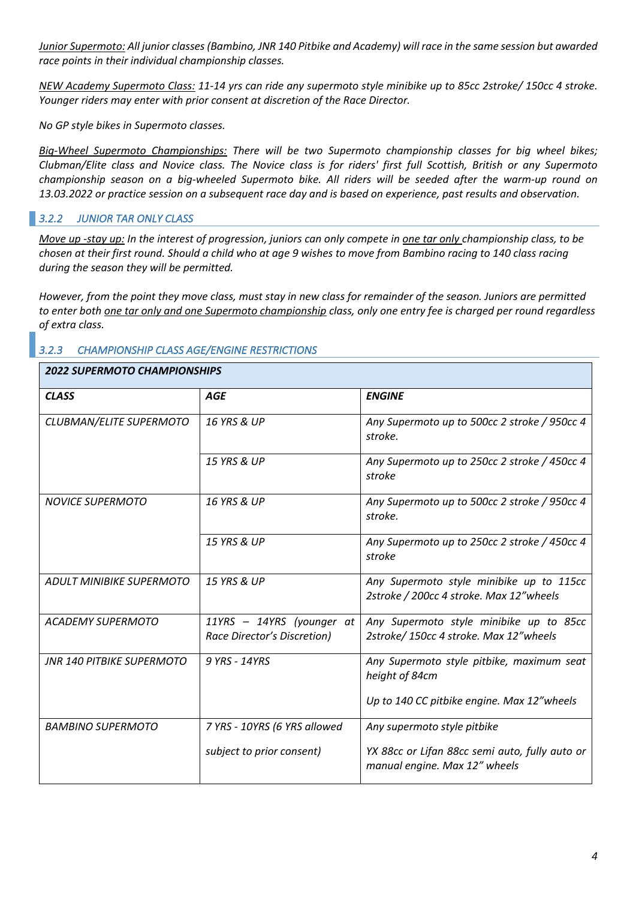*<u>Junior Supermoto:</u> All junior classes (Bambino, JNR 140 Pitbike and Academy) will race in the same session but awarded race points in their individual championship classes.*

*<u>NEW Academy Supermoto Class:</u> 11-14 yrs can ride any supermoto style minibike up to 85cc 2stroke/ 150cc 4 stroke. Younger riders may enter with prior consent at discretion of the Race Director.*

*No GP style bikes in Supermoto classes.*

*<u>Big-Wheel Supermoto Championships:</u> There will be two Supermoto championship classes for big wheel bikes; Clubman/Elite class and Novice class. The Novice class is for riders' first full Scottish, British or any Supermoto championship season on a big-wheeled Supermoto bike. All riders will be seeded after the warm-up round on 13.03.2022 or practice session on a subsequent race day and is based on experience, past results and observation.*

### *3.2.2 JUNIOR TAR ONLY CLASS*

*<u>Move up -stay up:</u> In the interest of progression, juniors can only compete in <u>one tar only</u> championship class, to be chosen at their first round. Should a child who at age 9 wishes to move from Bambino racing to 140 class racing during the season they will be permitted.*

*However, from the point they move class, must stay in new class for remainder of the season. Juniors are permitted to enter both <u>one tar only and one Supermoto championship</u> class, only one entry fee is charged per round regardless of extra class.*

### *3.2.3 CHAMPIONSHIP CLASS AGE/ENGINE RESTRICTIONS*

| ***2022 SUPERMOTO CHAMPIONSHIPS*** | | |
|---|---|---|
| ***CLASS*** | ***AGE*** | ***ENGINE*** |
| *CLUBMAN/ELITE SUPERMOTO* | *16 YRS & UP* | *Any Supermoto up to 500cc 2 stroke / 950cc 4 stroke.* |
| | *15 YRS & UP* | *Any Supermoto up to 250cc 2 stroke / 450cc 4 stroke* |
| *NOVICE SUPERMOTO* | *16 YRS & UP* | *Any Supermoto up to 500cc 2 stroke / 950cc 4 stroke.* |
| | *15 YRS & UP* | *Any Supermoto up to 250cc 2 stroke / 450cc 4 stroke* |
| *ADULT MINIBIKE SUPERMOTO* | *15 YRS & UP* | *Any Supermoto style minibike up to 115cc 2stroke / 200cc 4 stroke. Max 12"wheels* |
| *ACADEMY SUPERMOTO* | *11YRS – 14YRS (younger at Race Director's Discretion)* | *Any Supermoto style minibike up to 85cc 2stroke/ 150cc 4 stroke. Max 12"wheels* |
| *JNR 140 PITBIKE SUPERMOTO* | *9 YRS - 14YRS* | *Any Supermoto style pitbike, maximum seat height of 84cm*<br><br>*Up to 140 CC pitbike engine. Max 12"wheels* |
| *BAMBINO SUPERMOTO* | *7 YRS - 10YRS (6 YRS allowed subject to prior consent)* | *Any supermoto style pitbike*<br><br>*YX 88cc or Lifan 88cc semi auto, fully auto or manual engine. Max 12" wheels* |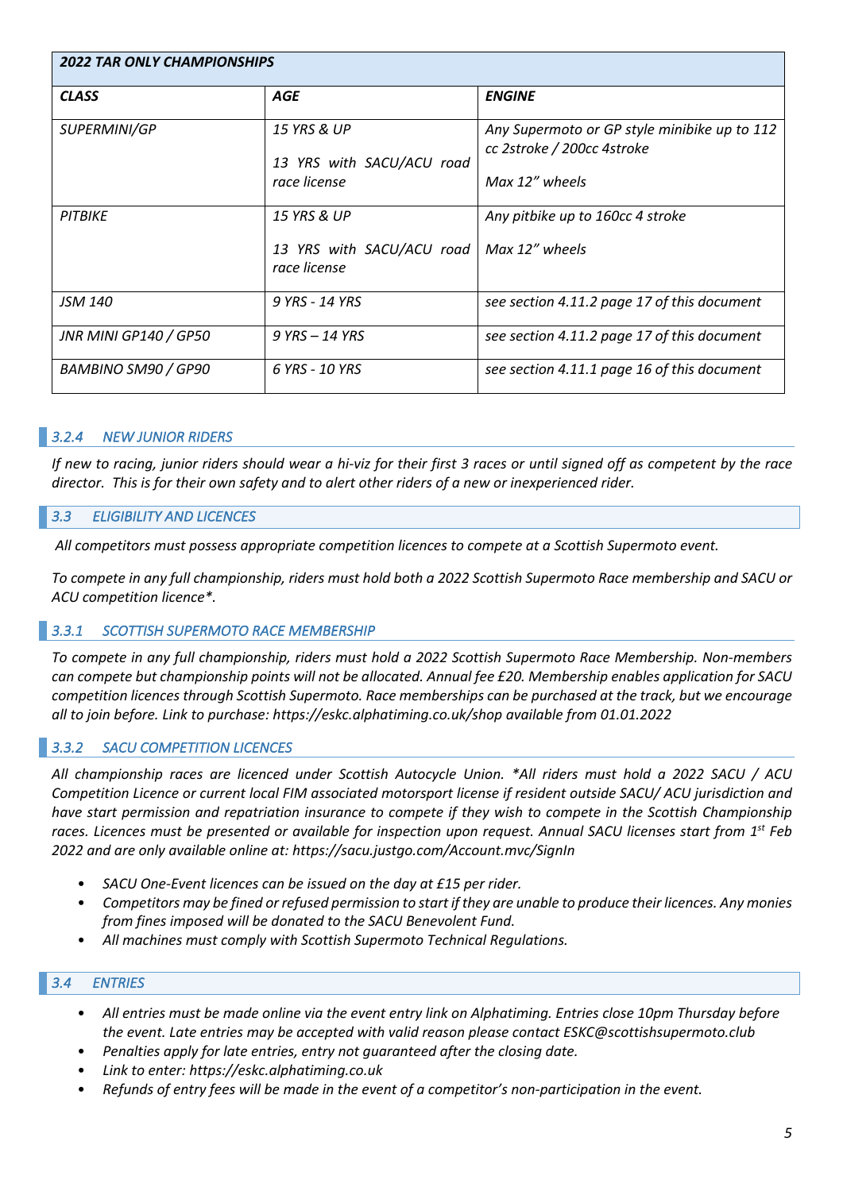| *2022 TAR ONLY CHAMPIONSHIPS* | | |
|---|---|---|
| ***CLASS*** | ***AGE*** | ***ENGINE*** |
| *SUPERMINI/GP* | *15 YRS & UP*<br><br>*13 YRS with SACU/ACU road race license* | *Any Supermoto or GP style minibike up to 112 cc 2stroke / 200cc 4stroke*<br><br>*Max 12" wheels* |
| *PITBIKE* | *15 YRS & UP*<br><br>*13 YRS with SACU/ACU road race license* | *Any pitbike up to 160cc 4 stroke*<br><br>*Max 12" wheels* |
| *JSM 140* | *9 YRS - 14 YRS* | *see section 4.11.2 page 17 of this document* |
| *JNR MINI GP140 / GP50* | *9 YRS – 14 YRS* | *see section 4.11.2 page 17 of this document* |
| *BAMBINO SM90 / GP90* | *6 YRS - 10 YRS* | *see section 4.11.1 page 16 of this document* |

### *3.2.4 NEW JUNIOR RIDERS*

*If new to racing, junior riders should wear a hi-viz for their first 3 races or until signed off as competent by the race director. This is for their own safety and to alert other riders of a new or inexperienced rider.*

## *3.3 ELIGIBILITY AND LICENCES*

*All competitors must possess appropriate competition licences to compete at a Scottish Supermoto event.*

*To compete in any full championship, riders must hold both a 2022 Scottish Supermoto Race membership and SACU or ACU competition licence*.*

### *3.3.1 SCOTTISH SUPERMOTO RACE MEMBERSHIP*

*To compete in any full championship, riders must hold a 2022 Scottish Supermoto Race Membership. Non-members can compete but championship points will not be allocated. Annual fee £20. Membership enables application for SACU competition licences through Scottish Supermoto. Race memberships can be purchased at the track, but we encourage all to join before. Link to purchase: https://eskc.alphatiming.co.uk/shop available from 01.01.2022*

### *3.3.2 SACU COMPETITION LICENCES*

*All championship races are licenced under Scottish Autocycle Union. *All riders must hold a 2022 SACU / ACU Competition Licence or current local FIM associated motorsport license if resident outside SACU/ ACU jurisdiction and have start permission and repatriation insurance to compete if they wish to compete in the Scottish Championship races. Licences must be presented or available for inspection upon request. Annual SACU licenses start from 1st Feb 2022 and are only available online at: https://sacu.justgo.com/Account.mvc/SignIn*

- *SACU One-Event licences can be issued on the day at £15 per rider.*
- *Competitors may be fined or refused permission to start if they are unable to produce their licences. Any monies from fines imposed will be donated to the SACU Benevolent Fund.*
- *All machines must comply with Scottish Supermoto Technical Regulations.*

## *3.4 ENTRIES*

- *All entries must be made online via the event entry link on Alphatiming. Entries close 10pm Thursday before the event. Late entries may be accepted with valid reason please contact ESKC@scottishsupermoto.club*
- *Penalties apply for late entries, entry not guaranteed after the closing date.*
- *Link to enter: https://eskc.alphatiming.co.uk*
- *Refunds of entry fees will be made in the event of a competitor's non-participation in the event.*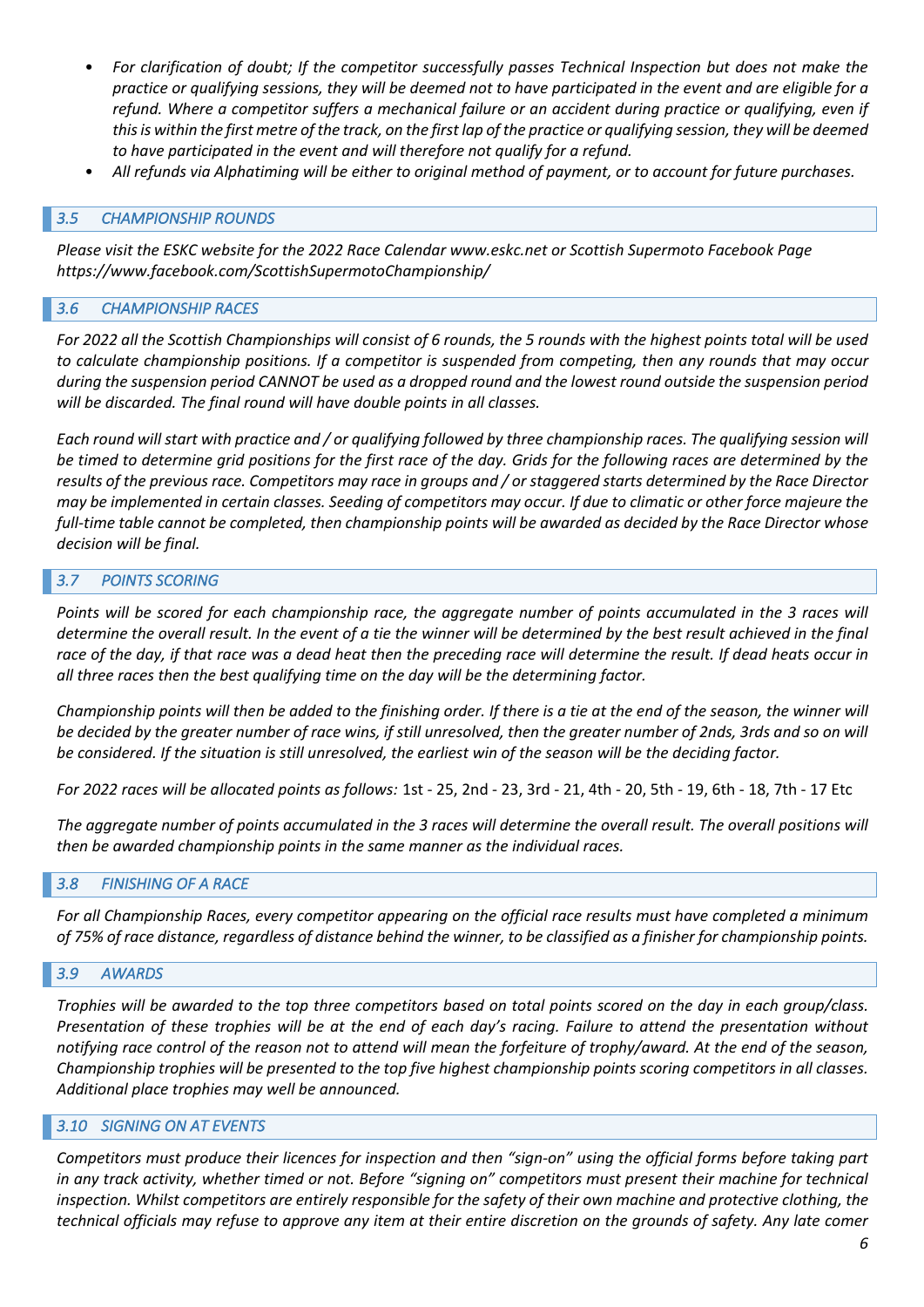- *For clarification of doubt; If the competitor successfully passes Technical Inspection but does not make the practice or qualifying sessions, they will be deemed not to have participated in the event and are eligible for a refund. Where a competitor suffers a mechanical failure or an accident during practice or qualifying, even if this is within the first metre of the track, on the first lap of the practice or qualifying session, they will be deemed to have participated in the event and will therefore not qualify for a refund.*
- *All refunds via Alphatiming will be either to original method of payment, or to account for future purchases.*

### *3.5 CHAMPIONSHIP ROUNDS*

*Please visit the ESKC website for the 2022 Race Calendar www.eskc.net or Scottish Supermoto Facebook Page https://www.facebook.com/ScottishSupermotoChampionship/*

### *3.6 CHAMPIONSHIP RACES*

*For 2022 all the Scottish Championships will consist of 6 rounds, the 5 rounds with the highest points total will be used to calculate championship positions. If a competitor is suspended from competing, then any rounds that may occur during the suspension period CANNOT be used as a dropped round and the lowest round outside the suspension period will be discarded. The final round will have double points in all classes.*

*Each round will start with practice and / or qualifying followed by three championship races. The qualifying session will be timed to determine grid positions for the first race of the day. Grids for the following races are determined by the results of the previous race. Competitors may race in groups and / or staggered starts determined by the Race Director may be implemented in certain classes. Seeding of competitors may occur. If due to climatic or other force majeure the full-time table cannot be completed, then championship points will be awarded as decided by the Race Director whose decision will be final.*

### *3.7 POINTS SCORING*

*Points will be scored for each championship race, the aggregate number of points accumulated in the 3 races will determine the overall result. In the event of a tie the winner will be determined by the best result achieved in the final race of the day, if that race was a dead heat then the preceding race will determine the result. If dead heats occur in all three races then the best qualifying time on the day will be the determining factor.*

*Championship points will then be added to the finishing order. If there is a tie at the end of the season, the winner will be decided by the greater number of race wins, if still unresolved, then the greater number of 2nds, 3rds and so on will be considered. If the situation is still unresolved, the earliest win of the season will be the deciding factor.*

*For 2022 races will be allocated points as follows:* 1st - 25, 2nd - 23, 3rd - 21, 4th - 20, 5th - 19, 6th - 18, 7th - 17 Etc

*The aggregate number of points accumulated in the 3 races will determine the overall result. The overall positions will then be awarded championship points in the same manner as the individual races.*

### *3.8 FINISHING OF A RACE*

*For all Championship Races, every competitor appearing on the official race results must have completed a minimum of 75% of race distance, regardless of distance behind the winner, to be classified as a finisher for championship points.*

### *3.9 AWARDS*

*Trophies will be awarded to the top three competitors based on total points scored on the day in each group/class. Presentation of these trophies will be at the end of each day's racing. Failure to attend the presentation without notifying race control of the reason not to attend will mean the forfeiture of trophy/award. At the end of the season, Championship trophies will be presented to the top five highest championship points scoring competitors in all classes. Additional place trophies may well be announced.*

### *3.10 SIGNING ON AT EVENTS*

*Competitors must produce their licences for inspection and then "sign-on" using the official forms before taking part in any track activity, whether timed or not. Before "signing on" competitors must present their machine for technical inspection. Whilst competitors are entirely responsible for the safety of their own machine and protective clothing, the technical officials may refuse to approve any item at their entire discretion on the grounds of safety. Any late comer*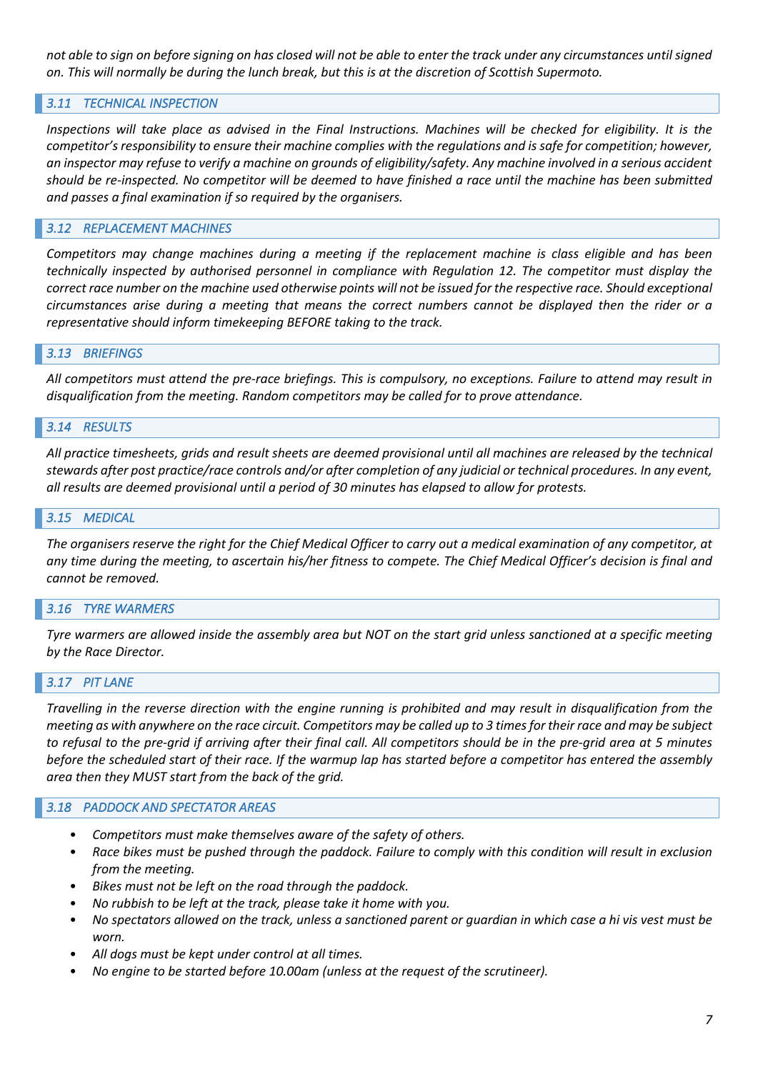*not able to sign on before signing on has closed will not be able to enter the track under any circumstances until signed on. This will normally be during the lunch break, but this is at the discretion of Scottish Supermoto.*

### *3.11 TECHNICAL INSPECTION*

*Inspections will take place as advised in the Final Instructions. Machines will be checked for eligibility. It is the competitor's responsibility to ensure their machine complies with the regulations and is safe for competition; however, an inspector may refuse to verify a machine on grounds of eligibility/safety. Any machine involved in a serious accident should be re-inspected. No competitor will be deemed to have finished a race until the machine has been submitted and passes a final examination if so required by the organisers.*

### *3.12 REPLACEMENT MACHINES*

*Competitors may change machines during a meeting if the replacement machine is class eligible and has been technically inspected by authorised personnel in compliance with Regulation 12. The competitor must display the correct race number on the machine used otherwise points will not be issued for the respective race. Should exceptional circumstances arise during a meeting that means the correct numbers cannot be displayed then the rider or a representative should inform timekeeping BEFORE taking to the track.*

### *3.13 BRIEFINGS*

*All competitors must attend the pre-race briefings. This is compulsory, no exceptions. Failure to attend may result in disqualification from the meeting. Random competitors may be called for to prove attendance.*

### *3.14 RESULTS*

*All practice timesheets, grids and result sheets are deemed provisional until all machines are released by the technical stewards after post practice/race controls and/or after completion of any judicial or technical procedures. In any event, all results are deemed provisional until a period of 30 minutes has elapsed to allow for protests.*

### *3.15 MEDICAL*

*The organisers reserve the right for the Chief Medical Officer to carry out a medical examination of any competitor, at any time during the meeting, to ascertain his/her fitness to compete. The Chief Medical Officer's decision is final and cannot be removed.*

### *3.16 TYRE WARMERS*

*Tyre warmers are allowed inside the assembly area but NOT on the start grid unless sanctioned at a specific meeting by the Race Director.*

### *3.17 PIT LANE*

*Travelling in the reverse direction with the engine running is prohibited and may result in disqualification from the meeting as with anywhere on the race circuit. Competitors may be called up to 3 times for their race and may be subject to refusal to the pre-grid if arriving after their final call. All competitors should be in the pre-grid area at 5 minutes before the scheduled start of their race. If the warmup lap has started before a competitor has entered the assembly area then they MUST start from the back of the grid.*

### *3.18 PADDOCK AND SPECTATOR AREAS*

- *Competitors must make themselves aware of the safety of others.*
- *Race bikes must be pushed through the paddock. Failure to comply with this condition will result in exclusion from the meeting.*
- *Bikes must not be left on the road through the paddock.*
- *No rubbish to be left at the track, please take it home with you.*
- *No spectators allowed on the track, unless a sanctioned parent or guardian in which case a hi vis vest must be worn.*
- *All dogs must be kept under control at all times.*
- *No engine to be started before 10.00am (unless at the request of the scrutineer).*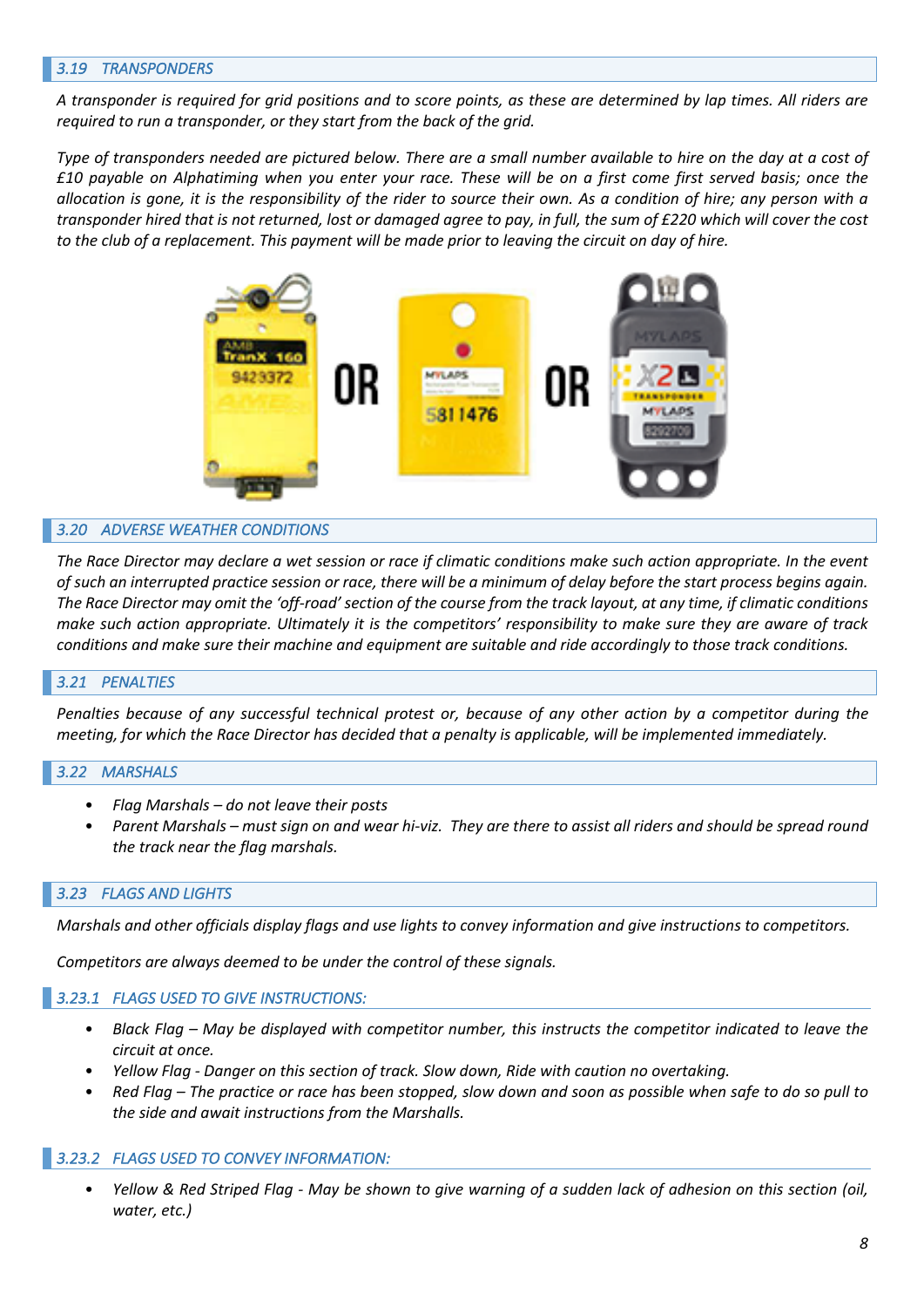## *3.19 TRANSPONDERS*

*A transponder is required for grid positions and to score points, as these are determined by lap times. All riders are required to run a transponder, or they start from the back of the grid.*

*Type of transponders needed are pictured below. There are a small number available to hire on the day at a cost of £10 payable on Alphatiming when you enter your race. These will be on a first come first served basis; once the allocation is gone, it is the responsibility of the rider to source their own. As a condition of hire; any person with a transponder hired that is not returned, lost or damaged agree to pay, in full, the sum of £220 which will cover the cost to the club of a replacement. This payment will be made prior to leaving the circuit on day of hire.*

## *3.20 ADVERSE WEATHER CONDITIONS*

*The Race Director may declare a wet session or race if climatic conditions make such action appropriate. In the event of such an interrupted practice session or race, there will be a minimum of delay before the start process begins again. The Race Director may omit the 'off-road' section of the course from the track layout, at any time, if climatic conditions make such action appropriate. Ultimately it is the competitors' responsibility to make sure they are aware of track conditions and make sure their machine and equipment are suitable and ride accordingly to those track conditions.*

## *3.21 PENALTIES*

*Penalties because of any successful technical protest or, because of any other action by a competitor during the meeting, for which the Race Director has decided that a penalty is applicable, will be implemented immediately.*

## *3.22 MARSHALS*

- *Flag Marshals – do not leave their posts*
- *Parent Marshals – must sign on and wear hi-viz. They are there to assist all riders and should be spread round the track near the flag marshals.*

## *3.23 FLAGS AND LIGHTS*

*Marshals and other officials display flags and use lights to convey information and give instructions to competitors.*

*Competitors are always deemed to be under the control of these signals.*

### *3.23.1 FLAGS USED TO GIVE INSTRUCTIONS:*

- *Black Flag – May be displayed with competitor number, this instructs the competitor indicated to leave the circuit at once.*
- *Yellow Flag - Danger on this section of track. Slow down, Ride with caution no overtaking.*
- *Red Flag – The practice or race has been stopped, slow down and soon as possible when safe to do so pull to the side and await instructions from the Marshalls.*

### *3.23.2 FLAGS USED TO CONVEY INFORMATION:*

- *Yellow & Red Striped Flag - May be shown to give warning of a sudden lack of adhesion on this section (oil, water, etc.)*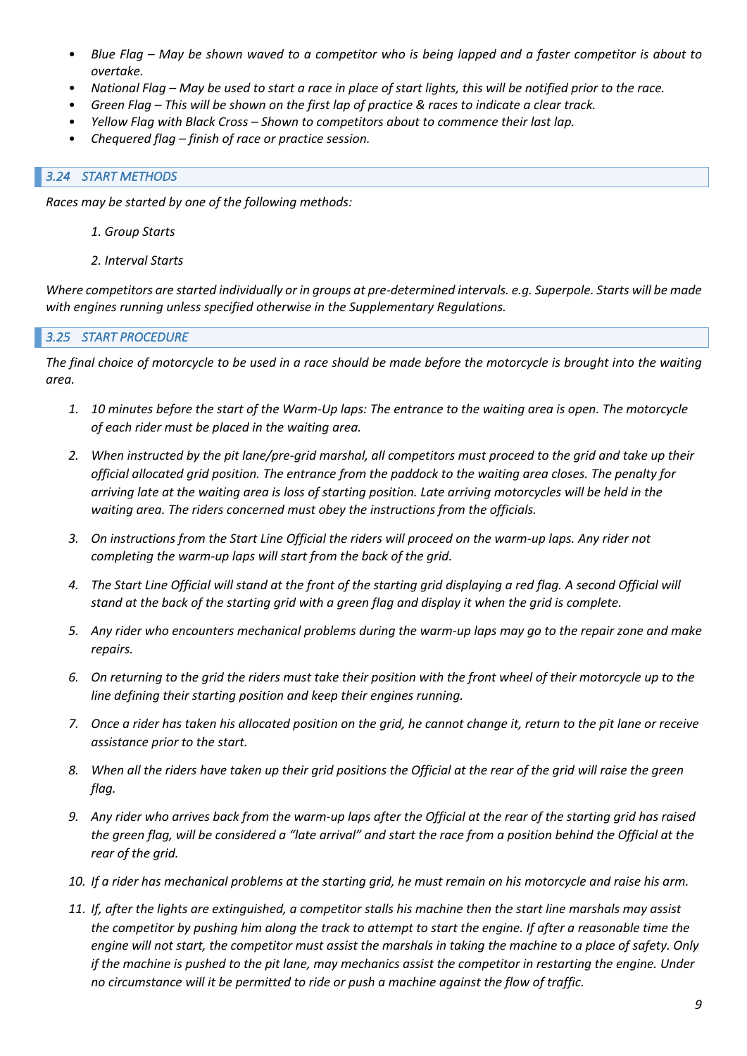- *Blue Flag – May be shown waved to a competitor who is being lapped and a faster competitor is about to overtake.*
- *National Flag – May be used to start a race in place of start lights, this will be notified prior to the race.*
- *Green Flag – This will be shown on the first lap of practice & races to indicate a clear track.*
- *Yellow Flag with Black Cross – Shown to competitors about to commence their last lap.*
- *Chequered flag – finish of race or practice session.*

### *3.24 START METHODS*

*Races may be started by one of the following methods:*

1. *Group Starts*
2. *Interval Starts*

*Where competitors are started individually or in groups at pre-determined intervals. e.g. Superpole. Starts will be made with engines running unless specified otherwise in the Supplementary Regulations.*

### *3.25 START PROCEDURE*

*The final choice of motorcycle to be used in a race should be made before the motorcycle is brought into the waiting area.*

1. *10 minutes before the start of the Warm-Up laps: The entrance to the waiting area is open. The motorcycle of each rider must be placed in the waiting area.*
2. *When instructed by the pit lane/pre-grid marshal, all competitors must proceed to the grid and take up their official allocated grid position. The entrance from the paddock to the waiting area closes. The penalty for arriving late at the waiting area is loss of starting position. Late arriving motorcycles will be held in the waiting area. The riders concerned must obey the instructions from the officials.*
3. *On instructions from the Start Line Official the riders will proceed on the warm-up laps. Any rider not completing the warm-up laps will start from the back of the grid.*
4. *The Start Line Official will stand at the front of the starting grid displaying a red flag. A second Official will stand at the back of the starting grid with a green flag and display it when the grid is complete.*
5. *Any rider who encounters mechanical problems during the warm-up laps may go to the repair zone and make repairs.*
6. *On returning to the grid the riders must take their position with the front wheel of their motorcycle up to the line defining their starting position and keep their engines running.*
7. *Once a rider has taken his allocated position on the grid, he cannot change it, return to the pit lane or receive assistance prior to the start.*
8. *When all the riders have taken up their grid positions the Official at the rear of the grid will raise the green flag.*
9. *Any rider who arrives back from the warm-up laps after the Official at the rear of the starting grid has raised the green flag, will be considered a "late arrival" and start the race from a position behind the Official at the rear of the grid.*
10. *If a rider has mechanical problems at the starting grid, he must remain on his motorcycle and raise his arm.*
11. *If, after the lights are extinguished, a competitor stalls his machine then the start line marshals may assist the competitor by pushing him along the track to attempt to start the engine. If after a reasonable time the engine will not start, the competitor must assist the marshals in taking the machine to a place of safety. Only if the machine is pushed to the pit lane, may mechanics assist the competitor in restarting the engine. Under no circumstance will it be permitted to ride or push a machine against the flow of traffic.*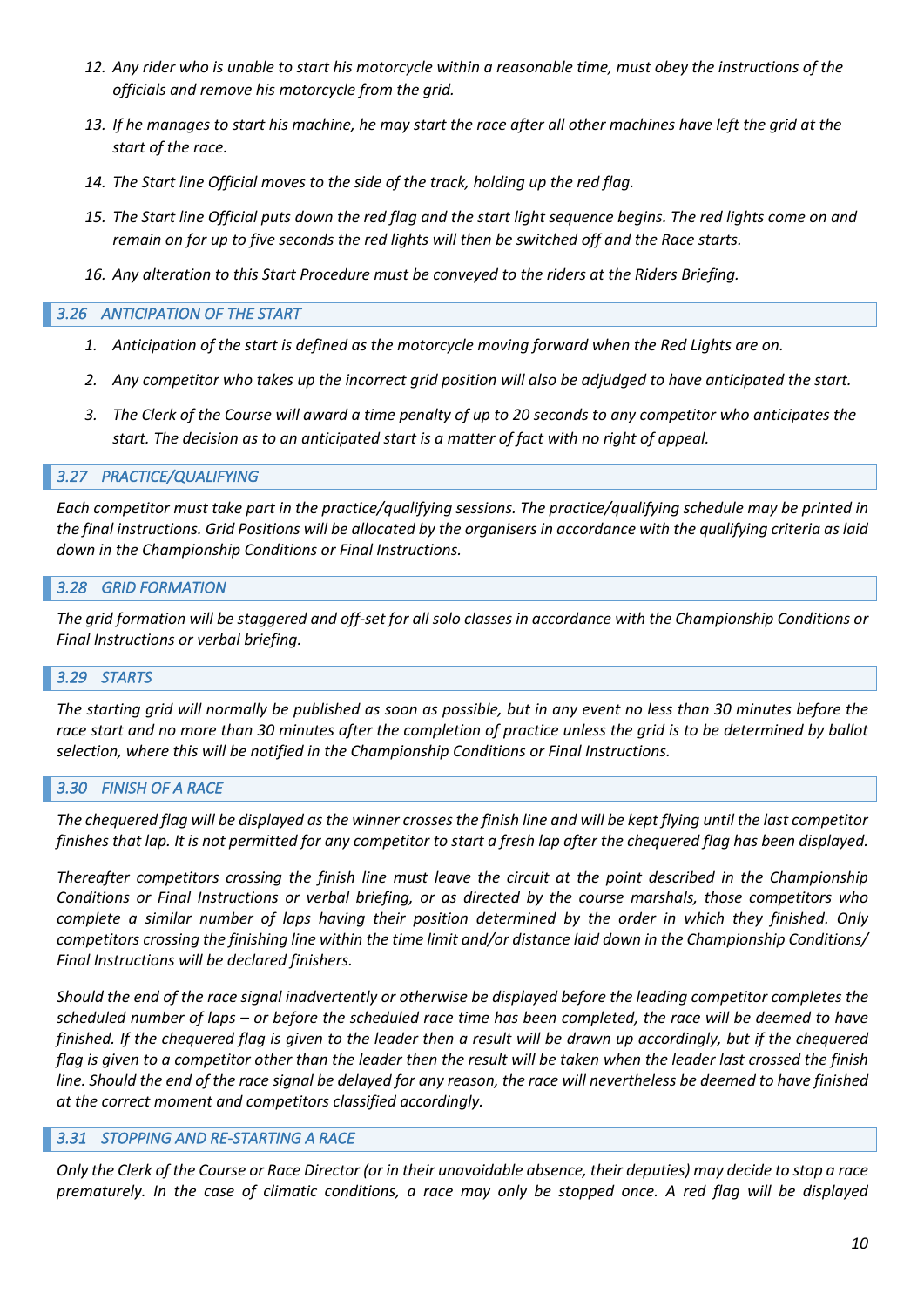12. *Any rider who is unable to start his motorcycle within a reasonable time, must obey the instructions of the officials and remove his motorcycle from the grid.*
13. *If he manages to start his machine, he may start the race after all other machines have left the grid at the start of the race.*
14. *The Start line Official moves to the side of the track, holding up the red flag.*
15. *The Start line Official puts down the red flag and the start light sequence begins. The red lights come on and remain on for up to five seconds the red lights will then be switched off and the Race starts.*
16. *Any alteration to this Start Procedure must be conveyed to the riders at the Riders Briefing.*

### *3.26 ANTICIPATION OF THE START*

1. *Anticipation of the start is defined as the motorcycle moving forward when the Red Lights are on.*
2. *Any competitor who takes up the incorrect grid position will also be adjudged to have anticipated the start.*
3. *The Clerk of the Course will award a time penalty of up to 20 seconds to any competitor who anticipates the start. The decision as to an anticipated start is a matter of fact with no right of appeal.*

### *3.27 PRACTICE/QUALIFYING*

*Each competitor must take part in the practice/qualifying sessions. The practice/qualifying schedule may be printed in the final instructions. Grid Positions will be allocated by the organisers in accordance with the qualifying criteria as laid down in the Championship Conditions or Final Instructions.*

### *3.28 GRID FORMATION*

*The grid formation will be staggered and off-set for all solo classes in accordance with the Championship Conditions or Final Instructions or verbal briefing.*

### *3.29 STARTS*

*The starting grid will normally be published as soon as possible, but in any event no less than 30 minutes before the race start and no more than 30 minutes after the completion of practice unless the grid is to be determined by ballot selection, where this will be notified in the Championship Conditions or Final Instructions.*

### *3.30 FINISH OF A RACE*

*The chequered flag will be displayed as the winner crosses the finish line and will be kept flying until the last competitor finishes that lap. It is not permitted for any competitor to start a fresh lap after the chequered flag has been displayed.*

*Thereafter competitors crossing the finish line must leave the circuit at the point described in the Championship Conditions or Final Instructions or verbal briefing, or as directed by the course marshals, those competitors who complete a similar number of laps having their position determined by the order in which they finished. Only competitors crossing the finishing line within the time limit and/or distance laid down in the Championship Conditions/ Final Instructions will be declared finishers.*

*Should the end of the race signal inadvertently or otherwise be displayed before the leading competitor completes the scheduled number of laps – or before the scheduled race time has been completed, the race will be deemed to have finished. If the chequered flag is given to the leader then a result will be drawn up accordingly, but if the chequered flag is given to a competitor other than the leader then the result will be taken when the leader last crossed the finish line. Should the end of the race signal be delayed for any reason, the race will nevertheless be deemed to have finished at the correct moment and competitors classified accordingly.*

### *3.31 STOPPING AND RE-STARTING A RACE*

*Only the Clerk of the Course or Race Director (or in their unavoidable absence, their deputies) may decide to stop a race prematurely. In the case of climatic conditions, a race may only be stopped once. A red flag will be displayed*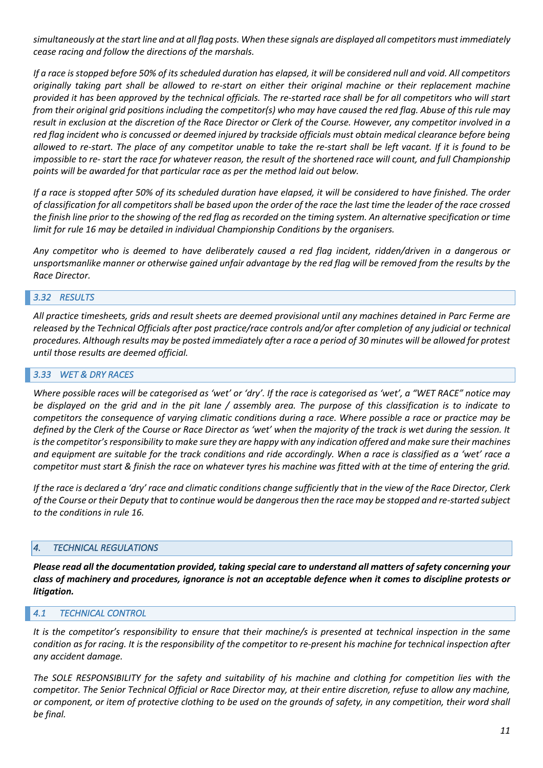*simultaneously at the start line and at all flag posts. When these signals are displayed all competitors must immediately cease racing and follow the directions of the marshals.*

*If a race is stopped before 50% of its scheduled duration has elapsed, it will be considered null and void. All competitors originally taking part shall be allowed to re-start on either their original machine or their replacement machine provided it has been approved by the technical officials. The re-started race shall be for all competitors who will start from their original grid positions including the competitor(s) who may have caused the red flag. Abuse of this rule may result in exclusion at the discretion of the Race Director or Clerk of the Course. However, any competitor involved in a red flag incident who is concussed or deemed injured by trackside officials must obtain medical clearance before being allowed to re-start. The place of any competitor unable to take the re-start shall be left vacant. If it is found to be impossible to re- start the race for whatever reason, the result of the shortened race will count, and full Championship points will be awarded for that particular race as per the method laid out below.*

*If a race is stopped after 50% of its scheduled duration have elapsed, it will be considered to have finished. The order of classification for all competitors shall be based upon the order of the race the last time the leader of the race crossed the finish line prior to the showing of the red flag as recorded on the timing system. An alternative specification or time limit for rule 16 may be detailed in individual Championship Conditions by the organisers.*

*Any competitor who is deemed to have deliberately caused a red flag incident, ridden/driven in a dangerous or unsportsmanlike manner or otherwise gained unfair advantage by the red flag will be removed from the results by the Race Director.*

### *3.32 RESULTS*

*All practice timesheets, grids and result sheets are deemed provisional until any machines detained in Parc Ferme are released by the Technical Officials after post practice/race controls and/or after completion of any judicial or technical procedures. Although results may be posted immediately after a race a period of 30 minutes will be allowed for protest until those results are deemed official.*

### *3.33 WET & DRY RACES*

*Where possible races will be categorised as 'wet' or 'dry'. If the race is categorised as 'wet', a "WET RACE" notice may be displayed on the grid and in the pit lane / assembly area. The purpose of this classification is to indicate to competitors the consequence of varying climatic conditions during a race. Where possible a race or practice may be defined by the Clerk of the Course or Race Director as 'wet' when the majority of the track is wet during the session. It is the competitor's responsibility to make sure they are happy with any indication offered and make sure their machines and equipment are suitable for the track conditions and ride accordingly. When a race is classified as a 'wet' race a competitor must start & finish the race on whatever tyres his machine was fitted with at the time of entering the grid.*

*If the race is declared a 'dry' race and climatic conditions change sufficiently that in the view of the Race Director, Clerk of the Course or their Deputy that to continue would be dangerous then the race may be stopped and re-started subject to the conditions in rule 16.*

## *4. TECHNICAL REGULATIONS*

***Please read all the documentation provided, taking special care to understand all matters of safety concerning your class of machinery and procedures, ignorance is not an acceptable defence when it comes to discipline protests or litigation.***

### *4.1 TECHNICAL CONTROL*

*It is the competitor's responsibility to ensure that their machine/s is presented at technical inspection in the same condition as for racing. It is the responsibility of the competitor to re-present his machine for technical inspection after any accident damage.*

*The SOLE RESPONSIBILITY for the safety and suitability of his machine and clothing for competition lies with the competitor. The Senior Technical Official or Race Director may, at their entire discretion, refuse to allow any machine, or component, or item of protective clothing to be used on the grounds of safety, in any competition, their word shall be final.*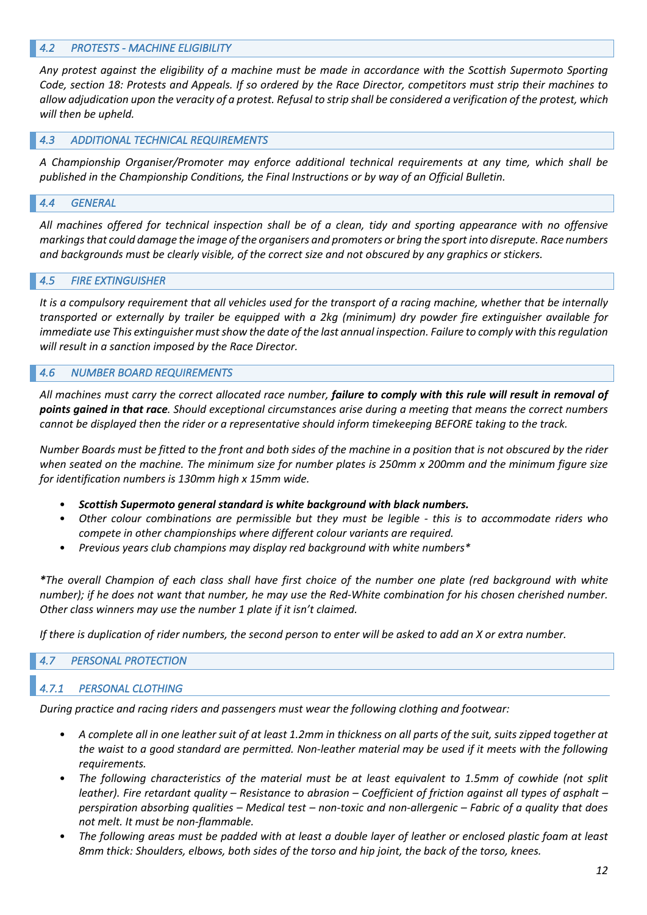## *4.2 PROTESTS - MACHINE ELIGIBILITY*

*Any protest against the eligibility of a machine must be made in accordance with the Scottish Supermoto Sporting Code, section 18: Protests and Appeals. If so ordered by the Race Director, competitors must strip their machines to allow adjudication upon the veracity of a protest. Refusal to strip shall be considered a verification of the protest, which will then be upheld.*

## *4.3 ADDITIONAL TECHNICAL REQUIREMENTS*

*A Championship Organiser/Promoter may enforce additional technical requirements at any time, which shall be published in the Championship Conditions, the Final Instructions or by way of an Official Bulletin.*

## *4.4 GENERAL*

*All machines offered for technical inspection shall be of a clean, tidy and sporting appearance with no offensive markings that could damage the image of the organisers and promoters or bring the sport into disrepute. Race numbers and backgrounds must be clearly visible, of the correct size and not obscured by any graphics or stickers.*

## *4.5 FIRE EXTINGUISHER*

*It is a compulsory requirement that all vehicles used for the transport of a racing machine, whether that be internally transported or externally by trailer be equipped with a 2kg (minimum) dry powder fire extinguisher available for immediate use This extinguisher must show the date of the last annual inspection. Failure to comply with this regulation will result in a sanction imposed by the Race Director.*

## *4.6 NUMBER BOARD REQUIREMENTS*

*All machines must carry the correct allocated race number, **failure to comply with this rule will result in removal of points gained in that race**. Should exceptional circumstances arise during a meeting that means the correct numbers cannot be displayed then the rider or a representative should inform timekeeping BEFORE taking to the track.*

*Number Boards must be fitted to the front and both sides of the machine in a position that is not obscured by the rider when seated on the machine. The minimum size for number plates is 250mm x 200mm and the minimum figure size for identification numbers is 130mm high x 15mm wide.*

- ***Scottish Supermoto general standard is white background with black numbers.***
- *Other colour combinations are permissible but they must be legible - this is to accommodate riders who compete in other championships where different colour variants are required.*
- *Previous years club champions may display red background with white numbers**

**The overall Champion of each class shall have first choice of the number one plate (red background with white number); if he does not want that number, he may use the Red-White combination for his chosen cherished number. Other class winners may use the number 1 plate if it isn't claimed.*

*If there is duplication of rider numbers, the second person to enter will be asked to add an X or extra number.*

## *4.7 PERSONAL PROTECTION*

### *4.7.1 PERSONAL CLOTHING*

*During practice and racing riders and passengers must wear the following clothing and footwear:*

- *A complete all in one leather suit of at least 1.2mm in thickness on all parts of the suit, suits zipped together at the waist to a good standard are permitted. Non-leather material may be used if it meets with the following requirements.*
- *The following characteristics of the material must be at least equivalent to 1.5mm of cowhide (not split leather). Fire retardant quality – Resistance to abrasion – Coefficient of friction against all types of asphalt – perspiration absorbing qualities – Medical test – non-toxic and non-allergenic – Fabric of a quality that does not melt. It must be non-flammable.*
- *The following areas must be padded with at least a double layer of leather or enclosed plastic foam at least 8mm thick: Shoulders, elbows, both sides of the torso and hip joint, the back of the torso, knees.*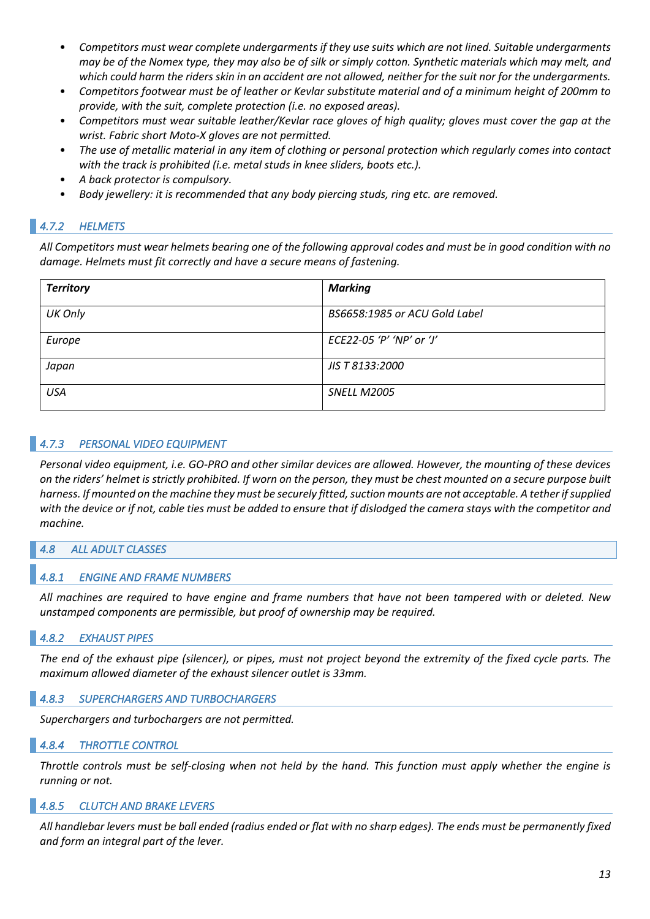- *Competitors must wear complete undergarments if they use suits which are not lined. Suitable undergarments may be of the Nomex type, they may also be of silk or simply cotton. Synthetic materials which may melt, and which could harm the riders skin in an accident are not allowed, neither for the suit nor for the undergarments.*
- *Competitors footwear must be of leather or Kevlar substitute material and of a minimum height of 200mm to provide, with the suit, complete protection (i.e. no exposed areas).*
- *Competitors must wear suitable leather/Kevlar race gloves of high quality; gloves must cover the gap at the wrist. Fabric short Moto-X gloves are not permitted.*
- *The use of metallic material in any item of clothing or personal protection which regularly comes into contact with the track is prohibited (i.e. metal studs in knee sliders, boots etc.).*
- *A back protector is compulsory.*
- *Body jewellery: it is recommended that any body piercing studs, ring etc. are removed.*

### *4.7.2 HELMETS*

*All Competitors must wear helmets bearing one of the following approval codes and must be in good condition with no damage. Helmets must fit correctly and have a secure means of fastening.*

| ***Territory*** | ***Marking*** |
|---|---|
| *UK Only* | *BS6658:1985 or ACU Gold Label* |
| *Europe* | *ECE22-05 'P' 'NP' or 'J'* |
| *Japan* | *JIS T 8133:2000* |
| *USA* | *SNELL M2005* |

### *4.7.3 PERSONAL VIDEO EQUIPMENT*

*Personal video equipment, i.e. GO-PRO and other similar devices are allowed. However, the mounting of these devices on the riders' helmet is strictly prohibited. If worn on the person, they must be chest mounted on a secure purpose built harness. If mounted on the machine they must be securely fitted, suction mounts are not acceptable. A tether if supplied with the device or if not, cable ties must be added to ensure that if dislodged the camera stays with the competitor and machine.*

## *4.8 ALL ADULT CLASSES*

### *4.8.1 ENGINE AND FRAME NUMBERS*

*All machines are required to have engine and frame numbers that have not been tampered with or deleted. New unstamped components are permissible, but proof of ownership may be required.*

### *4.8.2 EXHAUST PIPES*

*The end of the exhaust pipe (silencer), or pipes, must not project beyond the extremity of the fixed cycle parts. The maximum allowed diameter of the exhaust silencer outlet is 33mm.*

### *4.8.3 SUPERCHARGERS AND TURBOCHARGERS*

*Superchargers and turbochargers are not permitted.*

### *4.8.4 THROTTLE CONTROL*

*Throttle controls must be self-closing when not held by the hand. This function must apply whether the engine is running or not.*

### *4.8.5 CLUTCH AND BRAKE LEVERS*

*All handlebar levers must be ball ended (radius ended or flat with no sharp edges). The ends must be permanently fixed and form an integral part of the lever.*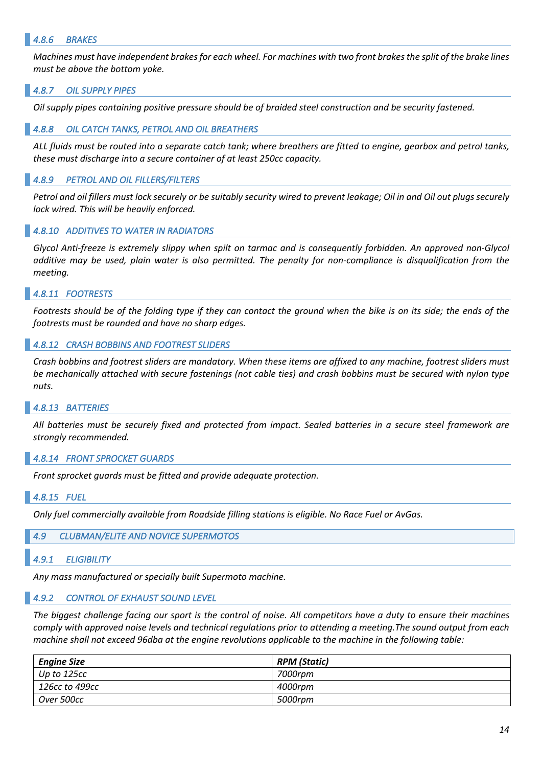#### *4.8.6 BRAKES*

*Machines must have independent brakes for each wheel. For machines with two front brakes the split of the brake lines must be above the bottom yoke.*

#### *4.8.7 OIL SUPPLY PIPES*

*Oil supply pipes containing positive pressure should be of braided steel construction and be security fastened.*

#### *4.8.8 OIL CATCH TANKS, PETROL AND OIL BREATHERS*

*ALL fluids must be routed into a separate catch tank; where breathers are fitted to engine, gearbox and petrol tanks, these must discharge into a secure container of at least 250cc capacity.*

#### *4.8.9 PETROL AND OIL FILLERS/FILTERS*

*Petrol and oil fillers must lock securely or be suitably security wired to prevent leakage; Oil in and Oil out plugs securely lock wired. This will be heavily enforced.*

#### *4.8.10 ADDITIVES TO WATER IN RADIATORS*

*Glycol Anti-freeze is extremely slippy when spilt on tarmac and is consequently forbidden. An approved non-Glycol additive may be used, plain water is also permitted. The penalty for non-compliance is disqualification from the meeting.*

#### *4.8.11 FOOTRESTS*

*Footrests should be of the folding type if they can contact the ground when the bike is on its side; the ends of the footrests must be rounded and have no sharp edges.*

#### *4.8.12 CRASH BOBBINS AND FOOTREST SLIDERS*

*Crash bobbins and footrest sliders are mandatory. When these items are affixed to any machine, footrest sliders must be mechanically attached with secure fastenings (not cable ties) and crash bobbins must be secured with nylon type nuts.*

#### *4.8.13 BATTERIES*

*All batteries must be securely fixed and protected from impact. Sealed batteries in a secure steel framework are strongly recommended.*

#### *4.8.14 FRONT SPROCKET GUARDS*

*Front sprocket guards must be fitted and provide adequate protection.*

#### *4.8.15 FUEL*

*Only fuel commercially available from Roadside filling stations is eligible. No Race Fuel or AvGas.*

### *4.9 CLUBMAN/ELITE AND NOVICE SUPERMOTOS*

#### *4.9.1 ELIGIBILITY*

*Any mass manufactured or specially built Supermoto machine.*

#### *4.9.2 CONTROL OF EXHAUST SOUND LEVEL*

*The biggest challenge facing our sport is the control of noise. All competitors have a duty to ensure their machines comply with approved noise levels and technical regulations prior to attending a meeting.The sound output from each machine shall not exceed 96dba at the engine revolutions applicable to the machine in the following table:*

| ***Engine Size*** | ***RPM (Static)*** |
|---|---|
| *Up to 125cc* | *7000rpm* |
| *126cc to 499cc* | *4000rpm* |
| *Over 500cc* | *5000rpm* |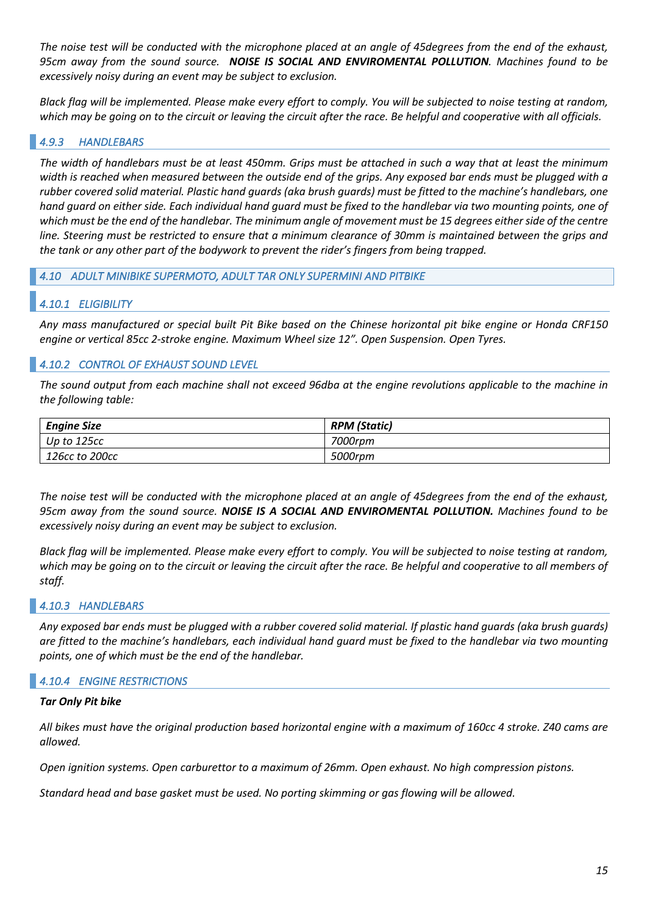*The noise test will be conducted with the microphone placed at an angle of 45degrees from the end of the exhaust, 95cm away from the sound source.* ***NOISE IS SOCIAL AND ENVIROMENTAL POLLUTION****. Machines found to be excessively noisy during an event may be subject to exclusion.*

*Black flag will be implemented. Please make every effort to comply. You will be subjected to noise testing at random, which may be going on to the circuit or leaving the circuit after the race. Be helpful and cooperative with all officials.*

### *4.9.3 HANDLEBARS*

*The width of handlebars must be at least 450mm. Grips must be attached in such a way that at least the minimum width is reached when measured between the outside end of the grips. Any exposed bar ends must be plugged with a rubber covered solid material. Plastic hand guards (aka brush guards) must be fitted to the machine's handlebars, one hand guard on either side. Each individual hand guard must be fixed to the handlebar via two mounting points, one of which must be the end of the handlebar. The minimum angle of movement must be 15 degrees either side of the centre line. Steering must be restricted to ensure that a minimum clearance of 30mm is maintained between the grips and the tank or any other part of the bodywork to prevent the rider's fingers from being trapped.*

## *4.10 ADULT MINIBIKE SUPERMOTO, ADULT TAR ONLY SUPERMINI AND PITBIKE*

### *4.10.1 ELIGIBILITY*

*Any mass manufactured or special built Pit Bike based on the Chinese horizontal pit bike engine or Honda CRF150 engine or vertical 85cc 2-stroke engine. Maximum Wheel size 12". Open Suspension. Open Tyres.*

### *4.10.2 CONTROL OF EXHAUST SOUND LEVEL*

*The sound output from each machine shall not exceed 96dba at the engine revolutions applicable to the machine in the following table:*

| ***Engine Size*** | ***RPM (Static)*** |
|---|---|
| *Up to 125cc* | *7000rpm* |
| *126cc to 200cc* | *5000rpm* |

*The noise test will be conducted with the microphone placed at an angle of 45degrees from the end of the exhaust, 95cm away from the sound source.* ***NOISE IS A SOCIAL AND ENVIROMENTAL POLLUTION.*** *Machines found to be excessively noisy during an event may be subject to exclusion.*

*Black flag will be implemented. Please make every effort to comply. You will be subjected to noise testing at random, which may be going on to the circuit or leaving the circuit after the race. Be helpful and cooperative to all members of staff.*

### *4.10.3 HANDLEBARS*

*Any exposed bar ends must be plugged with a rubber covered solid material. If plastic hand guards (aka brush guards) are fitted to the machine's handlebars, each individual hand guard must be fixed to the handlebar via two mounting points, one of which must be the end of the handlebar.*

### *4.10.4 ENGINE RESTRICTIONS*

***Tar Only Pit bike***

*All bikes must have the original production based horizontal engine with a maximum of 160cc 4 stroke. Z40 cams are allowed.*

*Open ignition systems. Open carburettor to a maximum of 26mm. Open exhaust. No high compression pistons.*

*Standard head and base gasket must be used. No porting skimming or gas flowing will be allowed.*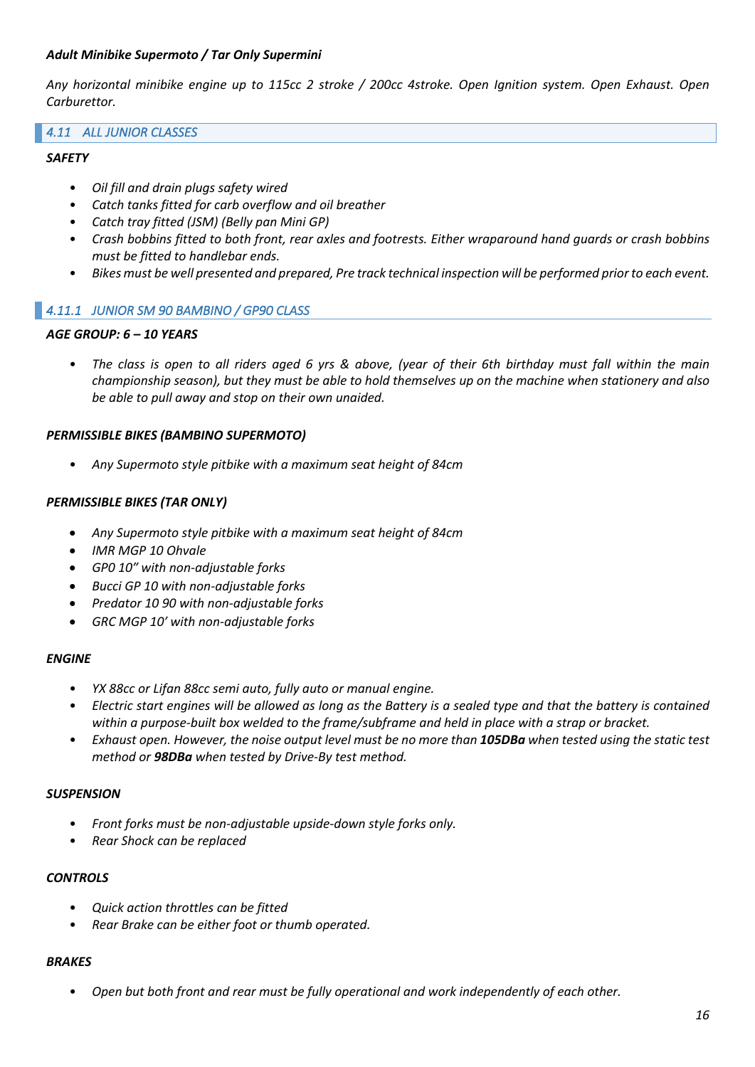***Adult Minibike Supermoto / Tar Only Supermini***

*Any horizontal minibike engine up to 115cc 2 stroke / 200cc 4stroke. Open Ignition system. Open Exhaust. Open Carburettor.*

## *4.11 ALL JUNIOR CLASSES*

***SAFETY***

- *Oil fill and drain plugs safety wired*
- *Catch tanks fitted for carb overflow and oil breather*
- *Catch tray fitted (JSM) (Belly pan Mini GP)*
- *Crash bobbins fitted to both front, rear axles and footrests. Either wraparound hand guards or crash bobbins must be fitted to handlebar ends.*
- *Bikes must be well presented and prepared, Pre track technical inspection will be performed prior to each event.*

### *4.11.1 JUNIOR SM 90 BAMBINO / GP90 CLASS*

***AGE GROUP: 6 – 10 YEARS***

- *The class is open to all riders aged 6 yrs & above, (year of their 6th birthday must fall within the main championship season), but they must be able to hold themselves up on the machine when stationery and also be able to pull away and stop on their own unaided.*

***PERMISSIBLE BIKES (BAMBINO SUPERMOTO)***

- *Any Supermoto style pitbike with a maximum seat height of 84cm*

***PERMISSIBLE BIKES (TAR ONLY)***

- *Any Supermoto style pitbike with a maximum seat height of 84cm*
- *IMR MGP 10 Ohvale*
- *GP0 10" with non-adjustable forks*
- *Bucci GP 10 with non-adjustable forks*
- *Predator 10 90 with non-adjustable forks*
- *GRC MGP 10' with non-adjustable forks*

***ENGINE***

- *YX 88cc or Lifan 88cc semi auto, fully auto or manual engine.*
- *Electric start engines will be allowed as long as the Battery is a sealed type and that the battery is contained within a purpose-built box welded to the frame/subframe and held in place with a strap or bracket.*
- *Exhaust open. However, the noise output level must be no more than **105DBa** when tested using the static test method or **98DBa** when tested by Drive-By test method.*

***SUSPENSION***

- *Front forks must be non-adjustable upside-down style forks only.*
- *Rear Shock can be replaced*

***CONTROLS***

- *Quick action throttles can be fitted*
- *Rear Brake can be either foot or thumb operated.*

***BRAKES***

- *Open but both front and rear must be fully operational and work independently of each other.*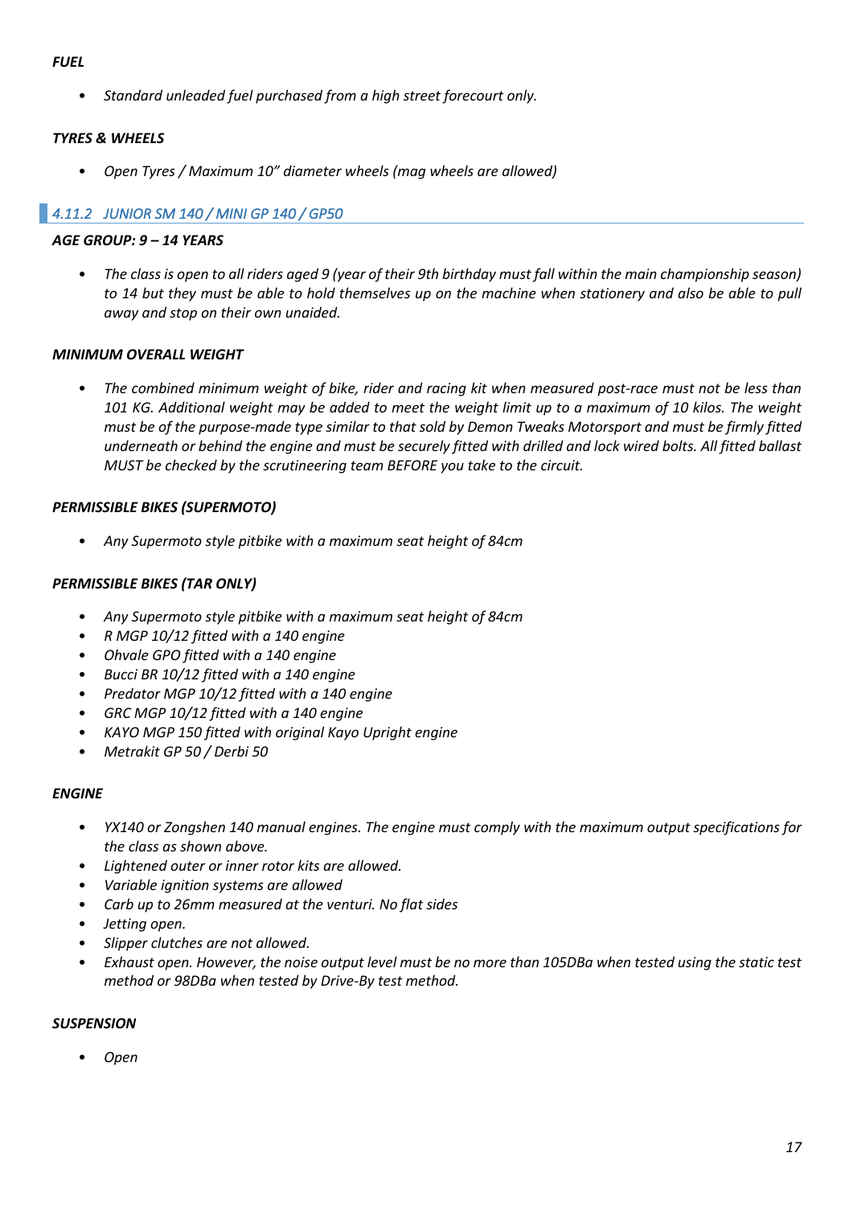***FUEL***

- *Standard unleaded fuel purchased from a high street forecourt only.*

***TYRES & WHEELS***

- *Open Tyres / Maximum 10" diameter wheels (mag wheels are allowed)*

### *4.11.2 JUNIOR SM 140 / MINI GP 140 / GP50*

***AGE GROUP: 9 – 14 YEARS***

- *The class is open to all riders aged 9 (year of their 9th birthday must fall within the main championship season) to 14 but they must be able to hold themselves up on the machine when stationery and also be able to pull away and stop on their own unaided.*

***MINIMUM OVERALL WEIGHT***

- *The combined minimum weight of bike, rider and racing kit when measured post-race must not be less than 101 KG. Additional weight may be added to meet the weight limit up to a maximum of 10 kilos. The weight must be of the purpose-made type similar to that sold by Demon Tweaks Motorsport and must be firmly fitted underneath or behind the engine and must be securely fitted with drilled and lock wired bolts. All fitted ballast MUST be checked by the scrutineering team BEFORE you take to the circuit.*

***PERMISSIBLE BIKES (SUPERMOTO)***

- *Any Supermoto style pitbike with a maximum seat height of 84cm*

***PERMISSIBLE BIKES (TAR ONLY)***

- *Any Supermoto style pitbike with a maximum seat height of 84cm*
- *R MGP 10/12 fitted with a 140 engine*
- *Ohvale GPO fitted with a 140 engine*
- *Bucci BR 10/12 fitted with a 140 engine*
- *Predator MGP 10/12 fitted with a 140 engine*
- *GRC MGP 10/12 fitted with a 140 engine*
- *KAYO MGP 150 fitted with original Kayo Upright engine*
- *Metrakit GP 50 / Derbi 50*

***ENGINE***

- *YX140 or Zongshen 140 manual engines. The engine must comply with the maximum output specifications for the class as shown above.*
- *Lightened outer or inner rotor kits are allowed.*
- *Variable ignition systems are allowed*
- *Carb up to 26mm measured at the venturi. No flat sides*
- *Jetting open.*
- *Slipper clutches are not allowed.*
- *Exhaust open. However, the noise output level must be no more than 105DBa when tested using the static test method or 98DBa when tested by Drive-By test method.*

***SUSPENSION***

- *Open*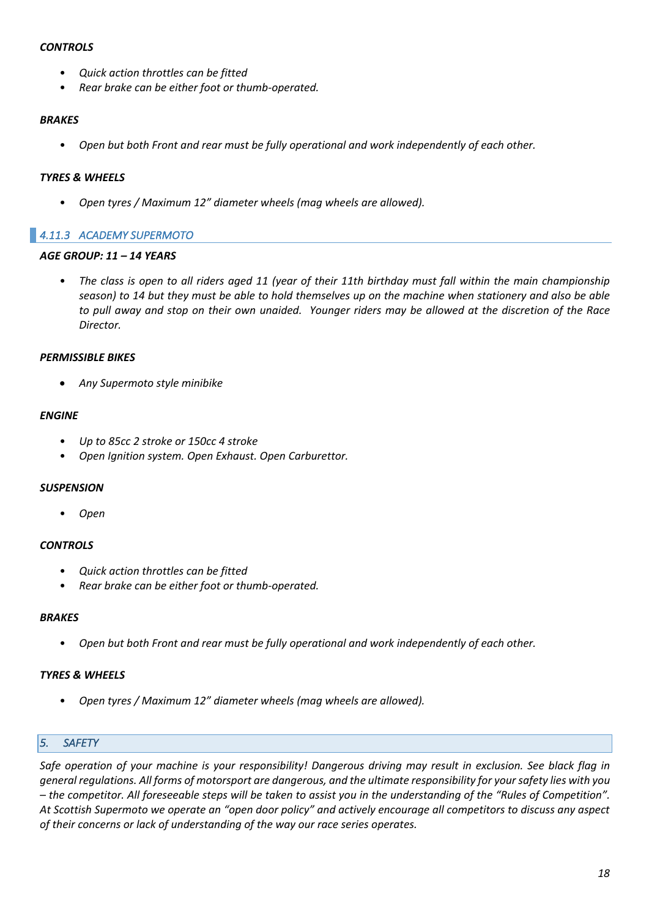***CONTROLS***

- *Quick action throttles can be fitted*
- *Rear brake can be either foot or thumb-operated.*

***BRAKES***

- *Open but both Front and rear must be fully operational and work independently of each other.*

***TYRES & WHEELS***

- *Open tyres / Maximum 12" diameter wheels (mag wheels are allowed).*

### *4.11.3 ACADEMY SUPERMOTO*

***AGE GROUP: 11 – 14 YEARS***

- *The class is open to all riders aged 11 (year of their 11th birthday must fall within the main championship season) to 14 but they must be able to hold themselves up on the machine when stationery and also be able to pull away and stop on their own unaided. Younger riders may be allowed at the discretion of the Race Director.*

***PERMISSIBLE BIKES***

- *Any Supermoto style minibike*

***ENGINE***

- *Up to 85cc 2 stroke or 150cc 4 stroke*
- *Open Ignition system. Open Exhaust. Open Carburettor.*

***SUSPENSION***

- *Open*

***CONTROLS***

- *Quick action throttles can be fitted*
- *Rear brake can be either foot or thumb-operated.*

***BRAKES***

- *Open but both Front and rear must be fully operational and work independently of each other.*

***TYRES & WHEELS***

- *Open tyres / Maximum 12" diameter wheels (mag wheels are allowed).*

## *5. SAFETY*

*Safe operation of your machine is your responsibility! Dangerous driving may result in exclusion. See black flag in general regulations. All forms of motorsport are dangerous, and the ultimate responsibility for your safety lies with you – the competitor. All foreseeable steps will be taken to assist you in the understanding of the "Rules of Competition". At Scottish Supermoto we operate an "open door policy" and actively encourage all competitors to discuss any aspect of their concerns or lack of understanding of the way our race series operates.*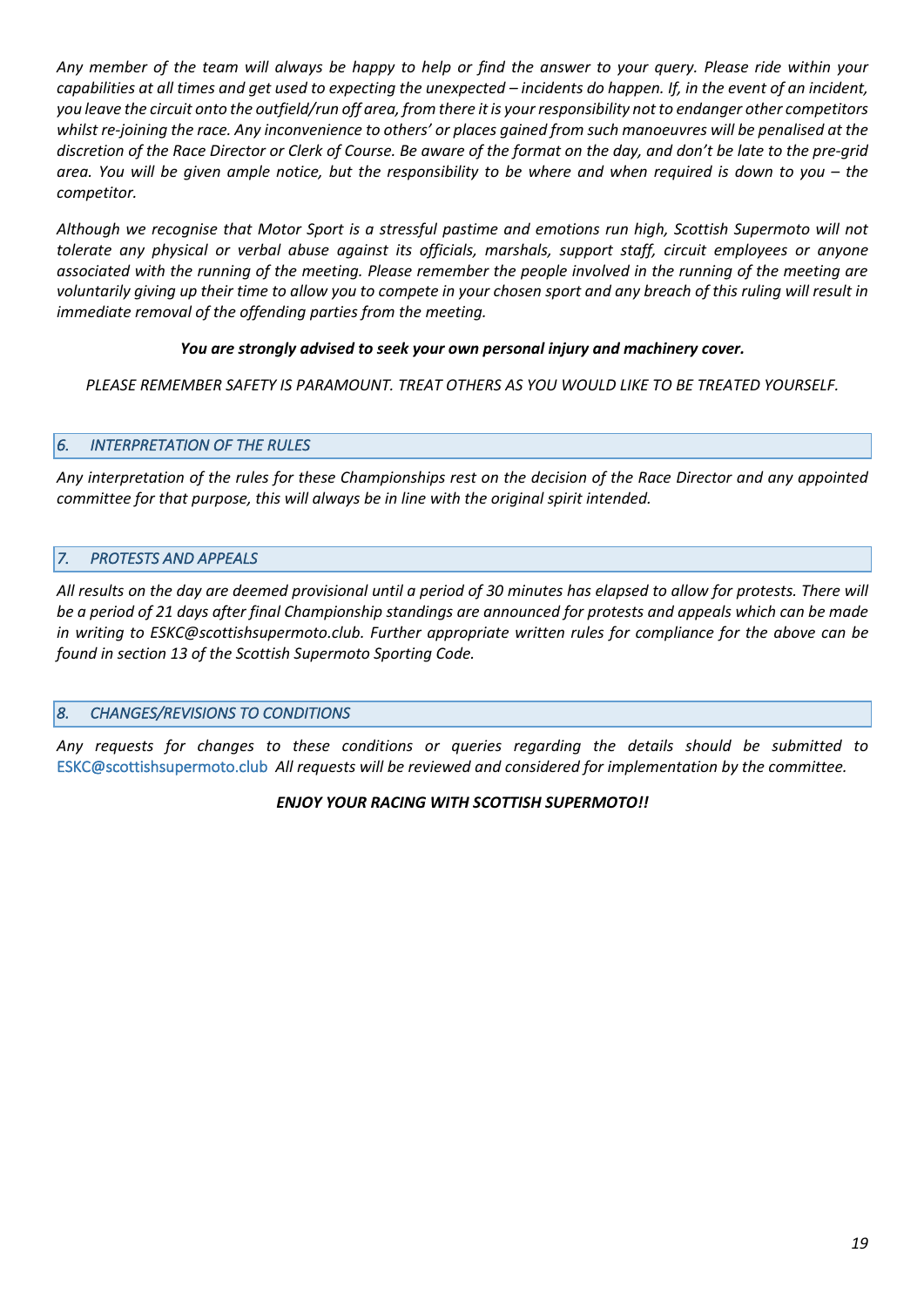*Any member of the team will always be happy to help or find the answer to your query. Please ride within your capabilities at all times and get used to expecting the unexpected – incidents do happen. If, in the event of an incident, you leave the circuit onto the outfield/run off area, from there it is your responsibility not to endanger other competitors whilst re-joining the race. Any inconvenience to others' or places gained from such manoeuvres will be penalised at the discretion of the Race Director or Clerk of Course. Be aware of the format on the day, and don't be late to the pre-grid area. You will be given ample notice, but the responsibility to be where and when required is down to you – the competitor.*

*Although we recognise that Motor Sport is a stressful pastime and emotions run high, Scottish Supermoto will not tolerate any physical or verbal abuse against its officials, marshals, support staff, circuit employees or anyone associated with the running of the meeting. Please remember the people involved in the running of the meeting are voluntarily giving up their time to allow you to compete in your chosen sport and any breach of this ruling will result in immediate removal of the offending parties from the meeting.*

***You are strongly advised to seek your own personal injury and machinery cover.***

*PLEASE REMEMBER SAFETY IS PARAMOUNT. TREAT OTHERS AS YOU WOULD LIKE TO BE TREATED YOURSELF.*

## *6. INTERPRETATION OF THE RULES*

*Any interpretation of the rules for these Championships rest on the decision of the Race Director and any appointed committee for that purpose, this will always be in line with the original spirit intended.*

## *7. PROTESTS AND APPEALS*

*All results on the day are deemed provisional until a period of 30 minutes has elapsed to allow for protests. There will be a period of 21 days after final Championship standings are announced for protests and appeals which can be made in writing to ESKC@scottishsupermoto.club. Further appropriate written rules for compliance for the above can be found in section 13 of the Scottish Supermoto Sporting Code.*

## *8. CHANGES/REVISIONS TO CONDITIONS*

*Any requests for changes to these conditions or queries regarding the details should be submitted to* ESKC@scottishsupermoto.club *All requests will be reviewed and considered for implementation by the committee.*

***ENJOY YOUR RACING WITH SCOTTISH SUPERMOTO!!***